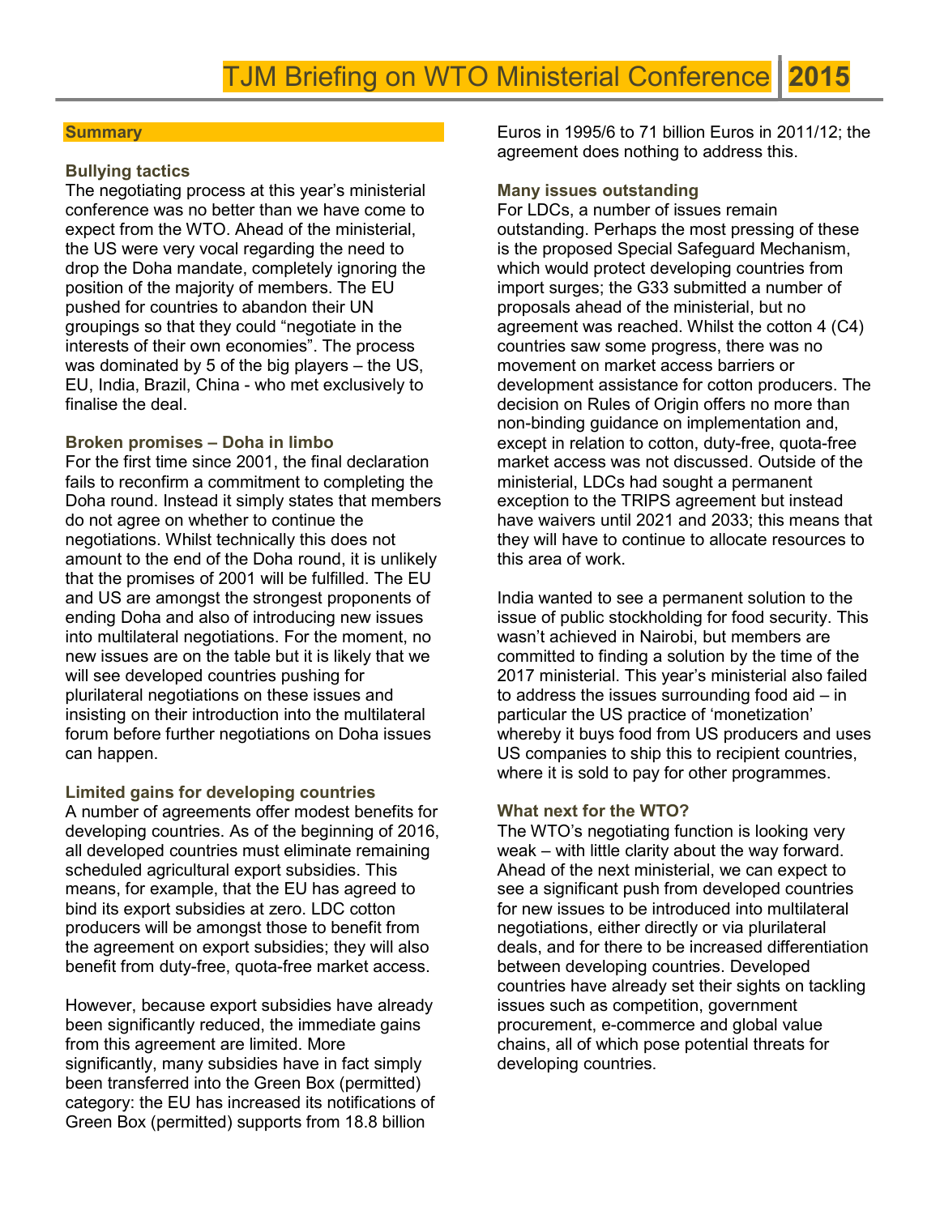# TJM Briefing on WTO Ministerial Conference 2015

## Summary

### Bullying tactics

The negotiating process at this year's ministerial conference was no better than we have come to expect from the WTO. Ahead of the ministerial, the US were very vocal regarding the need to drop the Doha mandate, completely ignoring the position of the majority of members. The EU pushed for countries to abandon their UN groupings so that they could "negotiate in the interests of their own economies". The process was dominated by 5 of the big players – the US, EU, India, Brazil, China - who met exclusively to finalise the deal.

### Broken promises – Doha in limbo

For the first time since 2001, the final declaration fails to reconfirm a commitment to completing the Doha round. Instead it simply states that members do not agree on whether to continue the negotiations. Whilst technically this does not amount to the end of the Doha round, it is unlikely that the promises of 2001 will be fulfilled. The EU and US are amongst the strongest proponents of ending Doha and also of introducing new issues into multilateral negotiations. For the moment, no new issues are on the table but it is likely that we will see developed countries pushing for plurilateral negotiations on these issues and insisting on their introduction into the multilateral forum before further negotiations on Doha issues can happen.

### Limited gains for developing countries

A number of agreements offer modest benefits for developing countries. As of the beginning of 2016, all developed countries must eliminate remaining scheduled agricultural export subsidies. This means, for example, that the EU has agreed to bind its export subsidies at zero. LDC cotton producers will be amongst those to benefit from the agreement on export subsidies; they will also benefit from duty-free, quota-free market access.

However, because export subsidies have already been significantly reduced, the immediate gains from this agreement are limited. More significantly, many subsidies have in fact simply been transferred into the Green Box (permitted) category: the EU has increased its notifications of Green Box (permitted) supports from 18.8 billion Euros in 1995/6 to 71 billion Euros in 2011/12; the agreement does nothing to address this.

### Many issues outstanding

For LDCs, a number of issues remain outstanding. Perhaps the most pressing of these is the proposed Special Safeguard Mechanism, which would protect developing countries from import surges; the G33 submitted a number of proposals ahead of the ministerial, but no agreement was reached. Whilst the cotton 4 (C4) countries saw some progress, there was no movement on market access barriers or development assistance for cotton producers. The decision on Rules of Origin offers no more than non-binding guidance on implementation and, except in relation to cotton, duty-free, quota-free market access was not discussed. Outside of the ministerial, LDCs had sought a permanent exception to the TRIPS agreement but instead have waivers until 2021 and 2033; this means that they will have to continue to allocate resources to this area of work.

India wanted to see a permanent solution to the issue of public stockholding for food security. This wasn't achieved in Nairobi, but members are committed to finding a solution by the time of the 2017 ministerial. This year's ministerial also failed to address the issues surrounding food aid – in particular the US practice of 'monetization' whereby it buys food from US producers and uses US companies to ship this to recipient countries, where it is sold to pay for other programmes.

### What next for the WTO?

The WTO's negotiating function is looking very weak – with little clarity about the way forward. Ahead of the next ministerial, we can expect to see a significant push from developed countries for new issues to be introduced into multilateral negotiations, either directly or via plurilateral deals, and for there to be increased differentiation between developing countries. Developed countries have already set their sights on tackling issues such as competition, government procurement, e-commerce and global value chains, all of which pose potential threats for developing countries.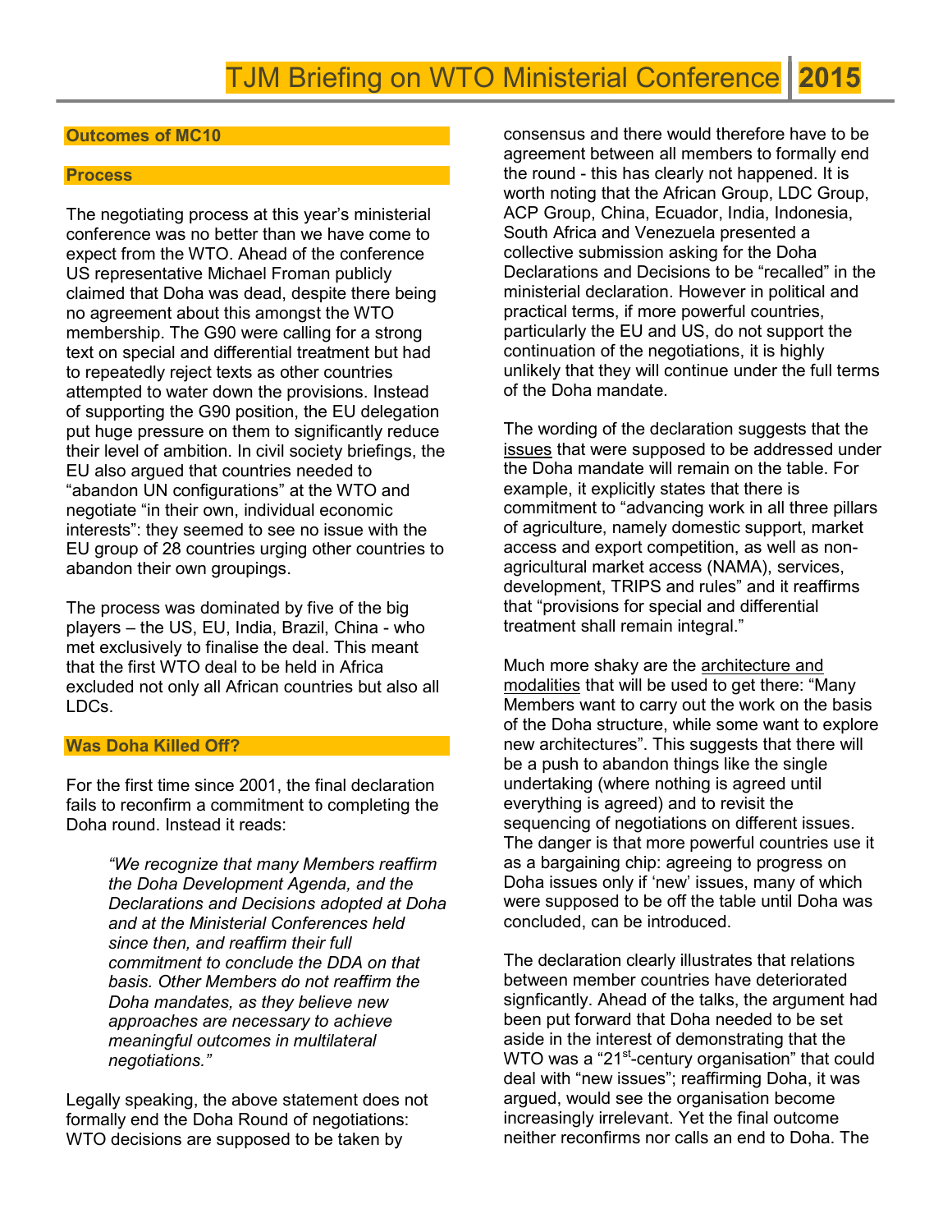## Outcomes of MC10

### Process

The negotiating process at this year's ministerial conference was no better than we have come to expect from the WTO. Ahead of the conference US representative Michael Froman publicly claimed that Doha was dead, despite there being no agreement about this amongst the WTO membership. The G90 were calling for a strong text on special and differential treatment but had to repeatedly reject texts as other countries attempted to water down the provisions. Instead of supporting the G90 position, the EU delegation put huge pressure on them to significantly reduce their level of ambition. In civil society briefings, the EU also argued that countries needed to "abandon UN configurations" at the WTO and negotiate "in their own, individual economic interests": they seemed to see no issue with the EU group of 28 countries urging other countries to abandon their own groupings.

The process was dominated by five of the big players – the US, EU, India, Brazil, China - who met exclusively to finalise the deal. This meant that the first WTO deal to be held in Africa excluded not only all African countries but also all LDCs.

### Was Doha Killed Off?

For the first time since 2001, the final declaration fails to reconfirm a commitment to completing the Doha round. Instead it reads:

> *"We recognize that many Members reaffirm the Doha Development Agenda, and the Declarations and Decisions adopted at Doha and at the Ministerial Conferences held since then, and reaffirm their full commitment to conclude the DDA on that basis. Other Members do not reaffirm the Doha mandates, as they believe new approaches are necessary to achieve meaningful outcomes in multilateral negotiations."*

Legally speaking, the above statement does not formally end the Doha Round of negotiations: WTO decisions are supposed to be taken by consensus and there would therefore have to be agreement between all members to formally end the round - this has clearly not happened. It is worth noting that the African Group, LDC Group, ACP Group, China, Ecuador, India, Indonesia, South Africa and Venezuela presented a collective submission asking for the Doha Declarations and Decisions to be "recalled" in the ministerial declaration. However in political and practical terms, if more powerful countries, particularly the EU and US, do not support the continuation of the negotiations, it is highly unlikely that they will continue under the full terms of the Doha mandate.

The wording of the declaration suggests that the issues that were supposed to be addressed under the Doha mandate will remain on the table. For example, it explicitly states that there is commitment to "advancing work in all three pillars of agriculture, namely domestic support, market access and export competition, as well as non-agricultural market access (NAMA), services, development, TRIPS and rules" and it reaffirms that "provisions for special and differential treatment shall remain integral."

Much more shaky are the architecture and modalities that will be used to get there: "Many Members want to carry out the work on the basis of the Doha structure, while some want to explore new architectures". This suggests that there will be a push to abandon things like the single undertaking (where nothing is agreed until everything is agreed) and to revisit the sequencing of negotiations on different issues. The danger is that more powerful countries use it as a bargaining chip: agreeing to progress on Doha issues only if 'new' issues, many of which were supposed to be off the table until Doha was concluded, can be introduced.

The declaration clearly illustrates that relations between member countries have deteriorated signficantly. Ahead of the talks, the argument had been put forward that Doha needed to be set aside in the interest of demonstrating that the WTO was a "21st-century organisation" that could deal with "new issues"; reaffirming Doha, it was argued, would see the organisation become increasingly irrelevant. Yet the final outcome neither reconfirms nor calls an end to Doha. The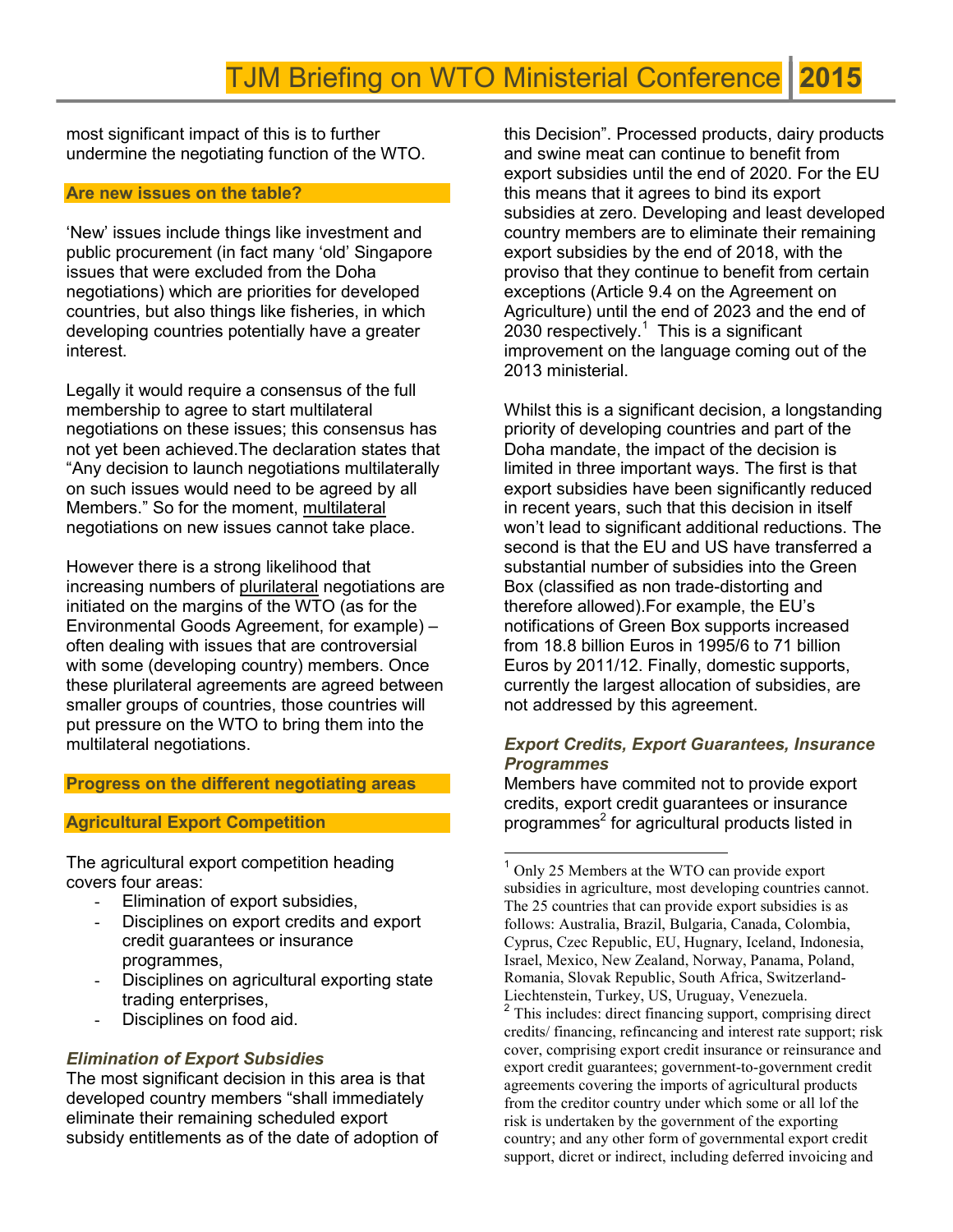most significant impact of this is to further undermine the negotiating function of the WTO.

## Are new issues on the table?

'New' issues include things like investment and public procurement (in fact many 'old' Singapore issues that were excluded from the Doha negotiations) which are priorities for developed countries, but also things like fisheries, in which developing countries potentially have a greater interest.

Legally it would require a consensus of the full membership to agree to start multilateral negotiations on these issues; this consensus has not yet been achieved.The declaration states that "Any decision to launch negotiations multilaterally on such issues would need to be agreed by all Members." So for the moment, multilateral negotiations on new issues cannot take place.

However there is a strong likelihood that increasing numbers of plurilateral negotiations are initiated on the margins of the WTO (as for the Environmental Goods Agreement, for example) – often dealing with issues that are controversial with some (developing country) members. Once these plurilateral agreements are agreed between smaller groups of countries, those countries will put pressure on the WTO to bring them into the multilateral negotiations.

## Progress on the different negotiating areas

## Agricultural Export Competition

The agricultural export competition heading covers four areas:

- Elimination of export subsidies,
- Disciplines on export credits and export credit guarantees or insurance programmes,
- Disciplines on agricultural exporting state trading enterprises,
- Disciplines on food aid.

### *Elimination of Export Subsidies*

The most significant decision in this area is that developed country members "shall immediately eliminate their remaining scheduled export subsidy entitlements as of the date of adoption of this Decision". Processed products, dairy products and swine meat can continue to benefit from export subsidies until the end of 2020. For the EU this means that it agrees to bind its export subsidies at zero. Developing and least developed country members are to eliminate their remaining export subsidies by the end of 2018, with the proviso that they continue to benefit from certain exceptions (Article 9.4 on the Agreement on Agriculture) until the end of 2023 and the end of 2030 respectively.[1] This is a significant improvement on the language coming out of the 2013 ministerial.

Whilst this is a significant decision, a longstanding priority of developing countries and part of the Doha mandate, the impact of the decision is limited in three important ways. The first is that export subsidies have been significantly reduced in recent years, such that this decision in itself won't lead to significant additional reductions. The second is that the EU and US have transferred a substantial number of subsidies into the Green Box (classified as non trade-distorting and therefore allowed).For example, the EU's notifications of Green Box supports increased from 18.8 billion Euros in 1995/6 to 71 billion Euros by 2011/12. Finally, domestic supports, currently the largest allocation of subsidies, are not addressed by this agreement.

### *Export Credits, Export Guarantees, Insurance Programmes*

Members have commited not to provide export credits, export credit guarantees or insurance programmes[2] for agricultural products listed in

---

[1] Only 25 Members at the WTO can provide export subsidies in agriculture, most developing countries cannot. The 25 countries that can provide export subsidies is as follows: Australia, Brazil, Bulgaria, Canada, Colombia, Cyprus, Czec Republic, EU, Hugnary, Iceland, Indonesia, Israel, Mexico, New Zealand, Norway, Panama, Poland, Romania, Slovak Republic, South Africa, Switzerland-Liechtenstein, Turkey, US, Uruguay, Venezuela.

[2] This includes: direct financing support, comprising direct credits/ financing, refincancing and interest rate support; risk cover, comprising export credit insurance or reinsurance and export credit guarantees; government-to-government credit agreements covering the imports of agricultural products from the creditor country under which some or all lof the risk is undertaken by the government of the exporting country; and any other form of governmental export credit support, dicret or indirect, including deferred invoicing and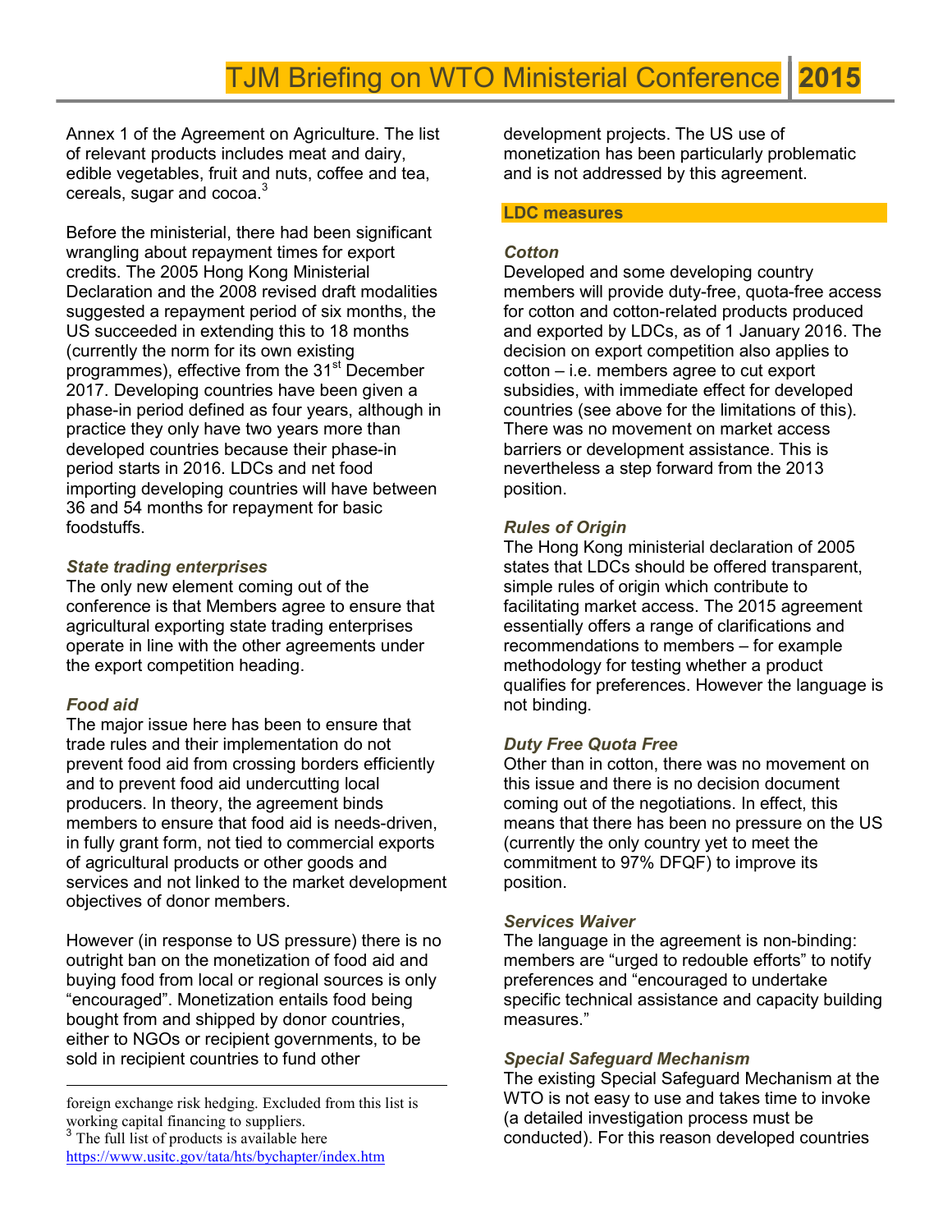Annex 1 of the Agreement on Agriculture. The list of relevant products includes meat and dairy, edible vegetables, fruit and nuts, coffee and tea, cereals, sugar and cocoa.[3]

Before the ministerial, there had been significant wrangling about repayment times for export credits. The 2005 Hong Kong Ministerial Declaration and the 2008 revised draft modalities suggested a repayment period of six months, the US succeeded in extending this to 18 months (currently the norm for its own existing programmes), effective from the 31st December 2017. Developing countries have been given a phase-in period defined as four years, although in practice they only have two years more than developed countries because their phase-in period starts in 2016. LDCs and net food importing developing countries will have between 36 and 54 months for repayment for basic foodstuffs.

### *State trading enterprises*

The only new element coming out of the conference is that Members agree to ensure that agricultural exporting state trading enterprises operate in line with the other agreements under the export competition heading.

### *Food aid*

The major issue here has been to ensure that trade rules and their implementation do not prevent food aid from crossing borders efficiently and to prevent food aid undercutting local producers. In theory, the agreement binds members to ensure that food aid is needs-driven, in fully grant form, not tied to commercial exports of agricultural products or other goods and services and not linked to the market development objectives of donor members.

However (in response to US pressure) there is no outright ban on the monetization of food aid and buying food from local or regional sources is only "encouraged". Monetization entails food being bought from and shipped by donor countries, either to NGOs or recipient governments, to be sold in recipient countries to fund other development projects. The US use of monetization has been particularly problematic and is not addressed by this agreement.

## LDC measures

### *Cotton*

Developed and some developing country members will provide duty-free, quota-free access for cotton and cotton-related products produced and exported by LDCs, as of 1 January 2016. The decision on export competition also applies to cotton – i.e. members agree to cut export subsidies, with immediate effect for developed countries (see above for the limitations of this). There was no movement on market access barriers or development assistance. This is nevertheless a step forward from the 2013 position.

### *Rules of Origin*

The Hong Kong ministerial declaration of 2005 states that LDCs should be offered transparent, simple rules of origin which contribute to facilitating market access. The 2015 agreement essentially offers a range of clarifications and recommendations to members – for example methodology for testing whether a product qualifies for preferences. However the language is not binding.

### *Duty Free Quota Free*

Other than in cotton, there was no movement on this issue and there is no decision document coming out of the negotiations. In effect, this means that there has been no pressure on the US (currently the only country yet to meet the commitment to 97% DFQF) to improve its position.

### *Services Waiver*

The language in the agreement is non-binding: members are "urged to redouble efforts" to notify preferences and "encouraged to undertake specific technical assistance and capacity building measures."

### *Special Safeguard Mechanism*

The existing Special Safeguard Mechanism at the WTO is not easy to use and takes time to invoke (a detailed investigation process must be conducted). For this reason developed countries

---

foreign exchange risk hedging. Excluded from this list is working capital financing to suppliers.

[3] The full list of products is available here https://www.usitc.gov/tata/hts/bychapter/index.htm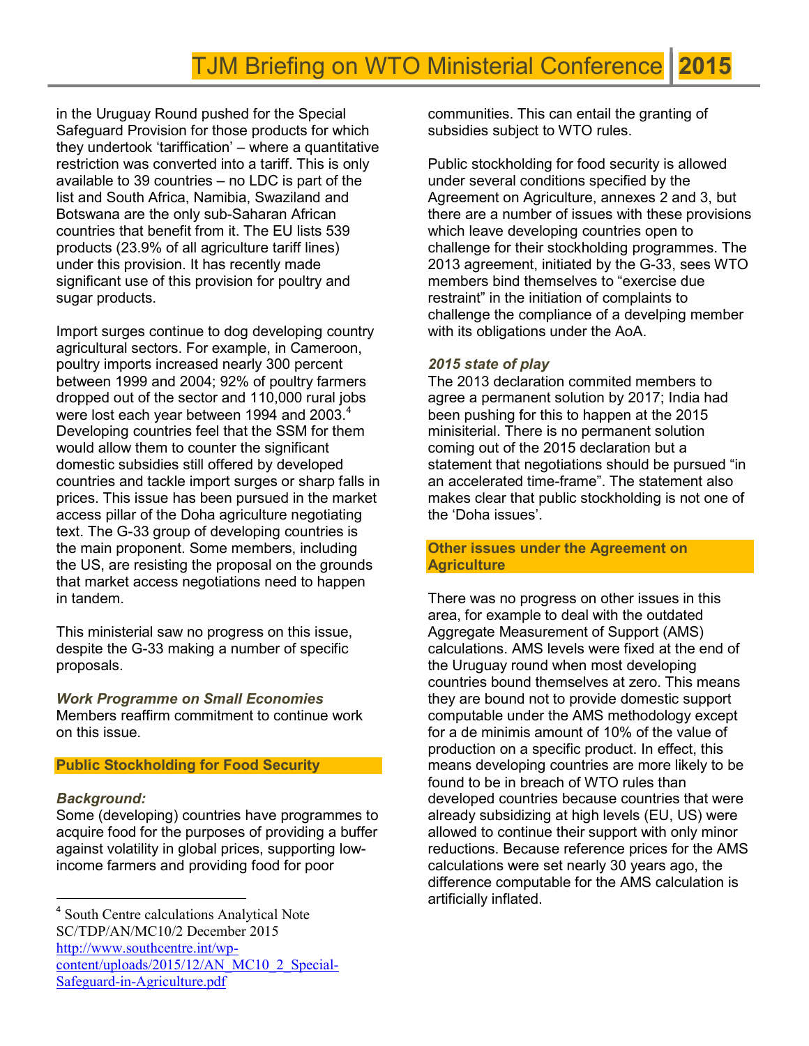in the Uruguay Round pushed for the Special Safeguard Provision for those products for which they undertook 'tariffication' – where a quantitative restriction was converted into a tariff. This is only available to 39 countries – no LDC is part of the list and South Africa, Namibia, Swaziland and Botswana are the only sub-Saharan African countries that benefit from it. The EU lists 539 products (23.9% of all agriculture tariff lines) under this provision. It has recently made significant use of this provision for poultry and sugar products.

Import surges continue to dog developing country agricultural sectors. For example, in Cameroon, poultry imports increased nearly 300 percent between 1999 and 2004; 92% of poultry farmers dropped out of the sector and 110,000 rural jobs were lost each year between 1994 and 2003.[4] Developing countries feel that the SSM for them would allow them to counter the significant domestic subsidies still offered by developed countries and tackle import surges or sharp falls in prices. This issue has been pursued in the market access pillar of the Doha agriculture negotiating text. The G-33 group of developing countries is the main proponent. Some members, including the US, are resisting the proposal on the grounds that market access negotiations need to happen in tandem.

This ministerial saw no progress on this issue, despite the G-33 making a number of specific proposals.

***Work Programme on Small Economies***
Members reaffirm commitment to continue work on this issue.

### Public Stockholding for Food Security

***Background:***
Some (developing) countries have programmes to acquire food for the purposes of providing a buffer against volatility in global prices, supporting low-income farmers and providing food for poor communities. This can entail the granting of subsidies subject to WTO rules.

Public stockholding for food security is allowed under several conditions specified by the Agreement on Agriculture, annexes 2 and 3, but there are a number of issues with these provisions which leave developing countries open to challenge for their stockholding programmes. The 2013 agreement, initiated by the G-33, sees WTO members bind themselves to "exercise due restraint" in the initiation of complaints to challenge the compliance of a develping member with its obligations under the AoA.

***2015 state of play***
The 2013 declaration commited members to agree a permanent solution by 2017; India had been pushing for this to happen at the 2015 minisiterial. There is no permanent solution coming out of the 2015 declaration but a statement that negotiations should be pursued "in an accelerated time-frame". The statement also makes clear that public stockholding is not one of the 'Doha issues'.

### Other issues under the Agreement on Agriculture

There was no progress on other issues in this area, for example to deal with the outdated Aggregate Measurement of Support (AMS) calculations. AMS levels were fixed at the end of the Uruguay round when most developing countries bound themselves at zero. This means they are bound not to provide domestic support computable under the AMS methodology except for a de minimis amount of 10% of the value of production on a specific product. In effect, this means developing countries are more likely to be found to be in breach of WTO rules than developed countries because countries that were already subsidizing at high levels (EU, US) were allowed to continue their support with only minor reductions. Because reference prices for the AMS calculations were set nearly 30 years ago, the difference computable for the AMS calculation is artificially inflated.

---

[4] South Centre calculations Analytical Note SC/TDP/AN/MC10/2 December 2015 http://www.southcentre.int/wp-content/uploads/2015/12/AN_MC10_2_Special-Safeguard-in-Agriculture.pdf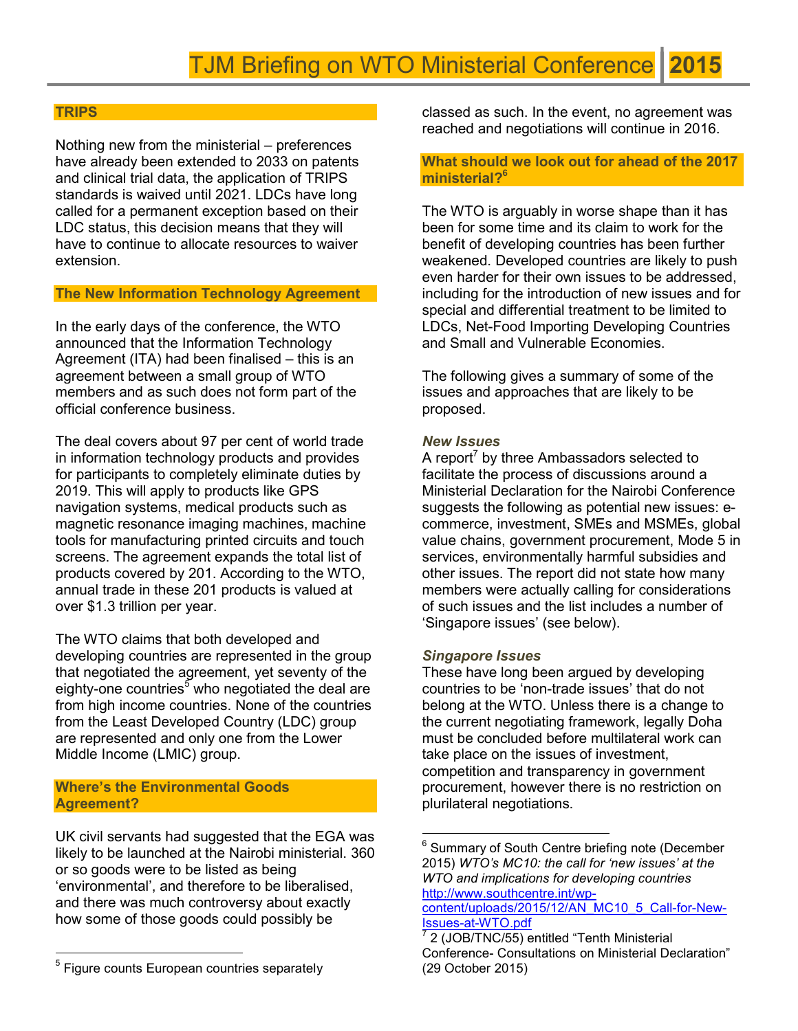## TRIPS

Nothing new from the ministerial – preferences have already been extended to 2033 on patents and clinical trial data, the application of TRIPS standards is waived until 2021. LDCs have long called for a permanent exception based on their LDC status, this decision means that they will have to continue to allocate resources to waiver extension.

## The New Information Technology Agreement

In the early days of the conference, the WTO announced that the Information Technology Agreement (ITA) had been finalised – this is an agreement between a small group of WTO members and as such does not form part of the official conference business.

The deal covers about 97 per cent of world trade in information technology products and provides for participants to completely eliminate duties by 2019. This will apply to products like GPS navigation systems, medical products such as magnetic resonance imaging machines, machine tools for manufacturing printed circuits and touch screens. The agreement expands the total list of products covered by 201. According to the WTO, annual trade in these 201 products is valued at over $1.3 trillion per year.

The WTO claims that both developed and developing countries are represented in the group that negotiated the agreement, yet seventy of the eighty-one countries[5] who negotiated the deal are from high income countries. None of the countries from the Least Developed Country (LDC) group are represented and only one from the Lower Middle Income (LMIC) group.

## Where's the Environmental Goods Agreement?

UK civil servants had suggested that the EGA was likely to be launched at the Nairobi ministerial. 360 or so goods were to be listed as being 'environmental', and therefore to be liberalised, and there was much controversy about exactly how some of those goods could possibly be classed as such. In the event, no agreement was reached and negotiations will continue in 2016.

## What should we look out for ahead of the 2017 ministerial?[6]

The WTO is arguably in worse shape than it has been for some time and its claim to work for the benefit of developing countries has been further weakened. Developed countries are likely to push even harder for their own issues to be addressed, including for the introduction of new issues and for special and differential treatment to be limited to LDCs, Net-Food Importing Developing Countries and Small and Vulnerable Economies.

The following gives a summary of some of the issues and approaches that are likely to be proposed.

### *New Issues*

A report[7] by three Ambassadors selected to facilitate the process of discussions around a Ministerial Declaration for the Nairobi Conference suggests the following as potential new issues: e-commerce, investment, SMEs and MSMEs, global value chains, government procurement, Mode 5 in services, environmentally harmful subsidies and other issues. The report did not state how many members were actually calling for considerations of such issues and the list includes a number of 'Singapore issues' (see below).

### *Singapore Issues*

These have long been argued by developing countries to be 'non-trade issues' that do not belong at the WTO. Unless there is a change to the current negotiating framework, legally Doha must be concluded before multilateral work can take place on the issues of investment, competition and transparency in government procurement, however there is no restriction on plurilateral negotiations.

---

[5] Figure counts European countries separately

[6] Summary of South Centre briefing note (December 2015) *WTO's MC10: the call for 'new issues' at the WTO and implications for developing countries* http://www.southcentre.int/wp-content/uploads/2015/12/AN_MC10_5_Call-for-New-Issues-at-WTO.pdf

[7] 2 (JOB/TNC/55) entitled "Tenth Ministerial Conference- Consultations on Ministerial Declaration" (29 October 2015)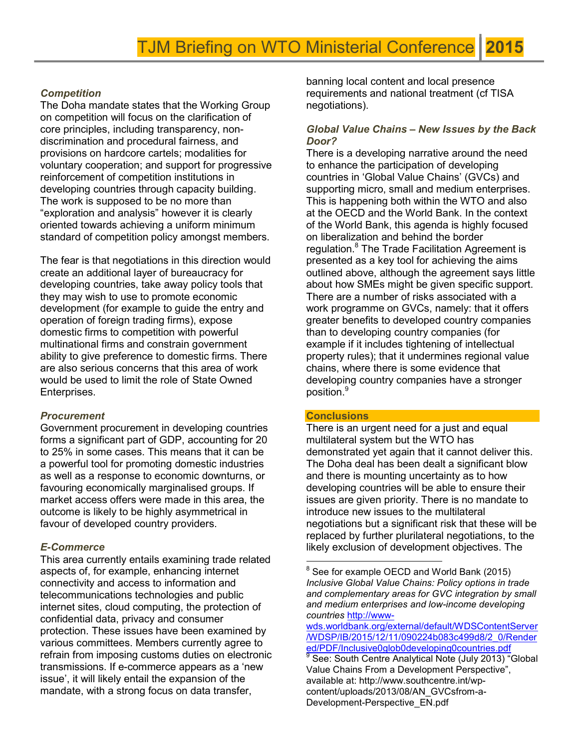### *Competition*

The Doha mandate states that the Working Group on competition will focus on the clarification of core principles, including transparency, non-discrimination and procedural fairness, and provisions on hardcore cartels; modalities for voluntary cooperation; and support for progressive reinforcement of competition institutions in developing countries through capacity building. The work is supposed to be no more than "exploration and analysis" however it is clearly oriented towards achieving a uniform minimum standard of competition policy amongst members.

The fear is that negotiations in this direction would create an additional layer of bureaucracy for developing countries, take away policy tools that they may wish to use to promote economic development (for example to guide the entry and operation of foreign trading firms), expose domestic firms to competition with powerful multinational firms and constrain government ability to give preference to domestic firms. There are also serious concerns that this area of work would be used to limit the role of State Owned Enterprises.

### *Procurement*

Government procurement in developing countries forms a significant part of GDP, accounting for 20 to 25% in some cases. This means that it can be a powerful tool for promoting domestic industries as well as a response to economic downturns, or favouring economically marginalised groups. If market access offers were made in this area, the outcome is likely to be highly asymmetrical in favour of developed country providers.

### *E-Commerce*

This area currently entails examining trade related aspects of, for example, enhancing internet connectivity and access to information and telecommunications technologies and public internet sites, cloud computing, the protection of confidential data, privacy and consumer protection. These issues have been examined by various committees. Members currently agree to refrain from imposing customs duties on electronic transmissions. If e-commerce appears as a 'new issue', it will likely entail the expansion of the mandate, with a strong focus on data transfer, banning local content and local presence requirements and national treatment (cf TISA negotiations).

### *Global Value Chains – New Issues by the Back Door?*

There is a developing narrative around the need to enhance the participation of developing countries in 'Global Value Chains' (GVCs) and supporting micro, small and medium enterprises. This is happening both within the WTO and also at the OECD and the World Bank. In the context of the World Bank, this agenda is highly focused on liberalization and behind the border regulation.[8] The Trade Facilitation Agreement is presented as a key tool for achieving the aims outlined above, although the agreement says little about how SMEs might be given specific support. There are a number of risks associated with a work programme on GVCs, namely: that it offers greater benefits to developed country companies than to developing country companies (for example if it includes tightening of intellectual property rules); that it undermines regional value chains, where there is some evidence that developing country companies have a stronger position.[9]

## Conclusions

There is an urgent need for a just and equal multilateral system but the WTO has demonstrated yet again that it cannot deliver this. The Doha deal has been dealt a significant blow and there is mounting uncertainty as to how developing countries will be able to ensure their issues are given priority. There is no mandate to introduce new issues to the multilateral negotiations but a significant risk that these will be replaced by further plurilateral negotiations, to the likely exclusion of development objectives. The

---

[8] See for example OECD and World Bank (2015) *Inclusive Global Value Chains: Policy options in trade and complementary areas for GVC integration by small and medium enterprises and low-income developing countries* http://www-wds.worldbank.org/external/default/WDSContentServer/WDSP/IB/2015/12/11/090224b083c499d8/2_0/Rendered/PDF/Inclusive0glob0developing0countries.pdf

[9] See: South Centre Analytical Note (July 2013) "Global Value Chains From a Development Perspective", available at: http://www.southcentre.int/wp-content/uploads/2013/08/AN_GVCsfrom-a-Development-Perspective_EN.pdf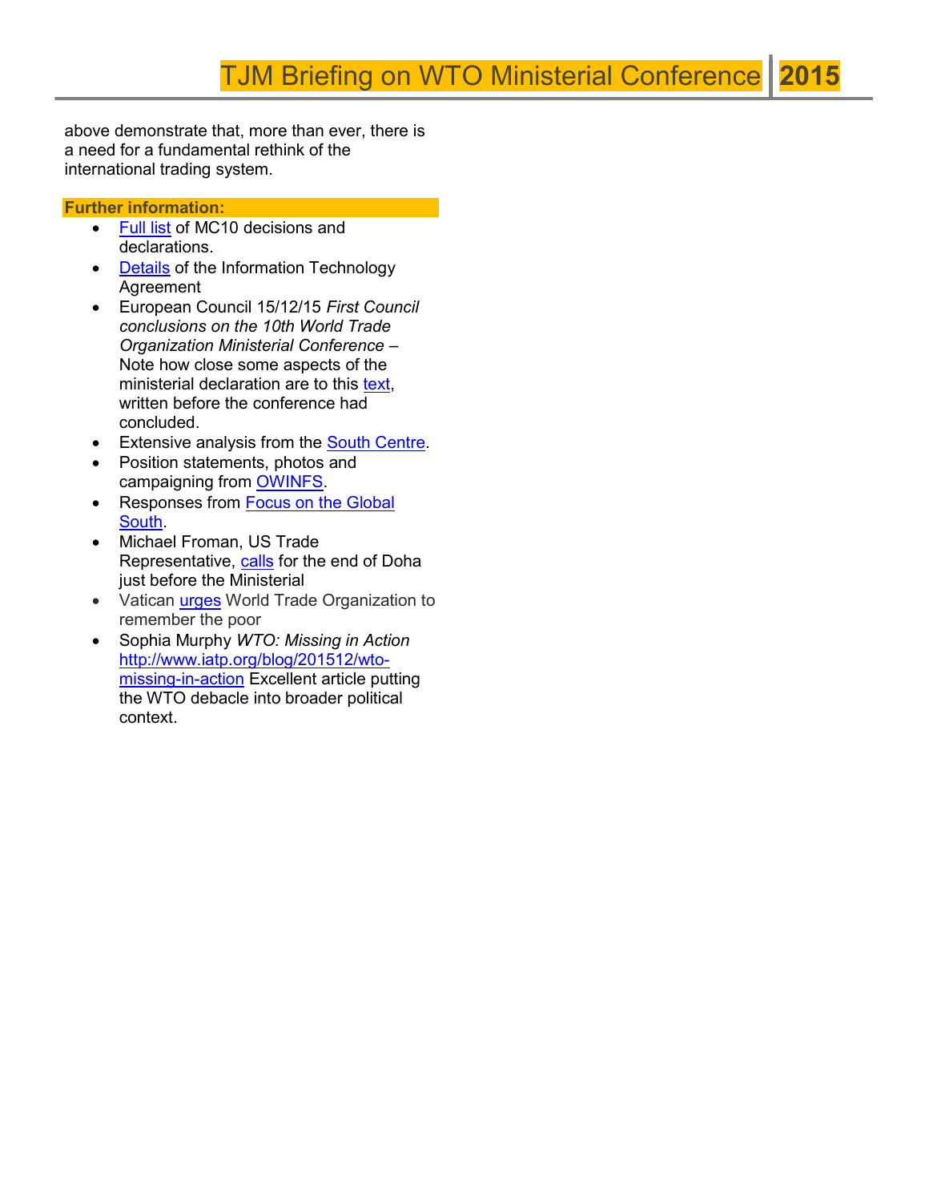above demonstrate that, more than ever, there is a need for a fundamental rethink of the international trading system.

**Further information:**

- Full list of MC10 decisions and declarations.
- Details of the Information Technology Agreement
- European Council 15/12/15 *First Council conclusions on the 10th World Trade Organization Ministerial Conference* – Note how close some aspects of the ministerial declaration are to this text, written before the conference had concluded.
- Extensive analysis from the South Centre.
- Position statements, photos and campaigning from OWINFS.
- Responses from Focus on the Global South.
- Michael Froman, US Trade Representative, calls for the end of Doha just before the Ministerial
- Vatican urges World Trade Organization to remember the poor
- Sophia Murphy *WTO: Missing in Action* http://www.iatp.org/blog/201512/wto-missing-in-action Excellent article putting the WTO debacle into broader political context.